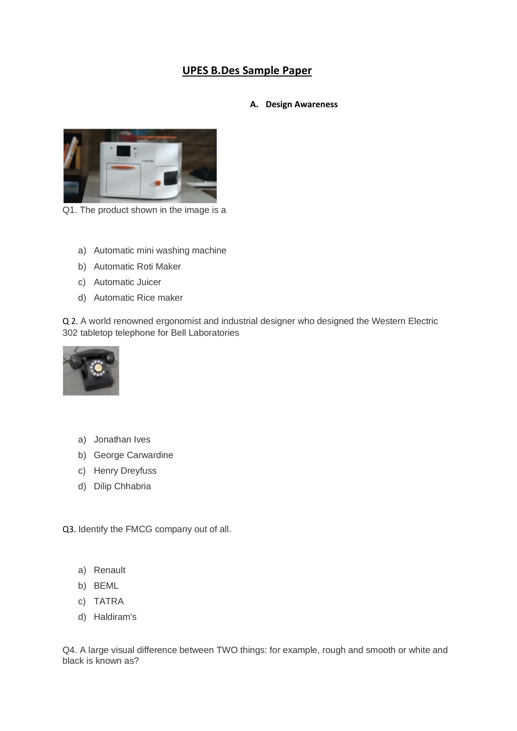# UPES B.Des Sample Paper

## A. Design Awareness

Q1. The product shown in the image is a

a) Automatic mini washing machine
b) Automatic Roti Maker
c) Automatic Juicer
d) Automatic Rice maker

Q 2. A world renowned ergonomist and industrial designer who designed the Western Electric 302 tabletop telephone for Bell Laboratories

a) Jonathan Ives
b) George Carwardine
c) Henry Dreyfuss
d) Dilip Chhabria

Q3. Identify the FMCG company out of all.

a) Renault
b) BEML
c) TATRA
d) Haldiram's

Q4. A large visual difference between TWO things: for example, rough and smooth or white and black is known as?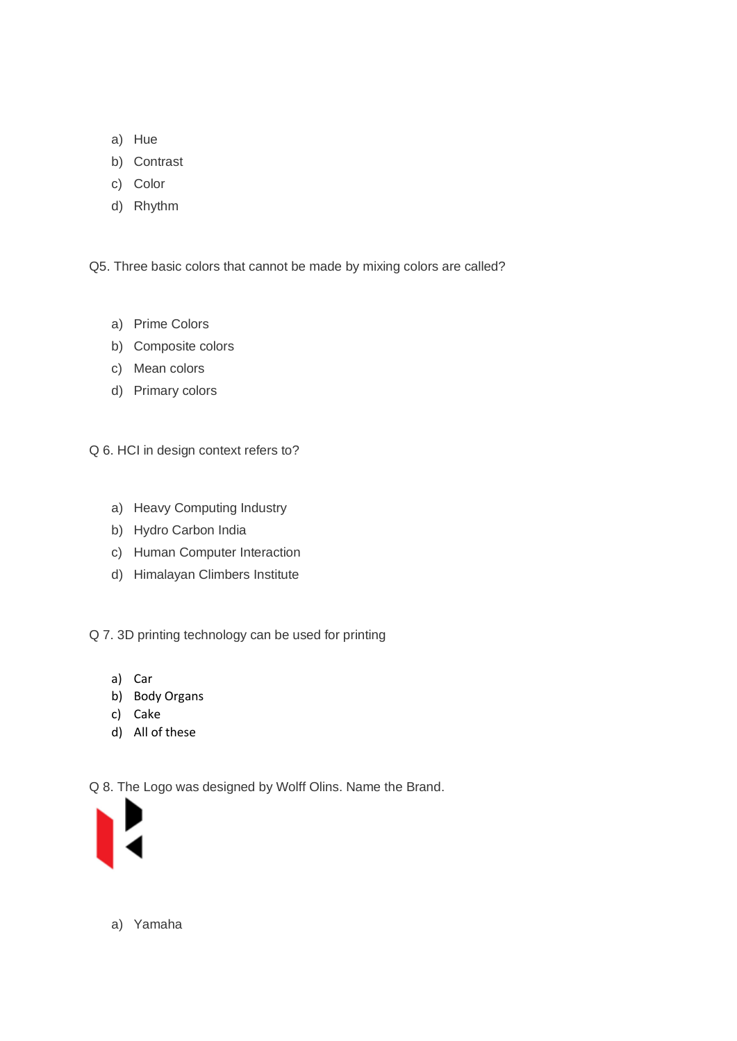a) Hue
b) Contrast
c) Color
d) Rhythm

Q5. Three basic colors that cannot be made by mixing colors are called?

a) Prime Colors
b) Composite colors
c) Mean colors
d) Primary colors

Q 6. HCI in design context refers to?

a) Heavy Computing Industry
b) Hydro Carbon India
c) Human Computer Interaction
d) Himalayan Climbers Institute

Q 7. 3D printing technology can be used for printing

a) Car
b) Body Organs
c) Cake
d) All of these

Q 8. The Logo was designed by Wolff Olins. Name the Brand.

a) Yamaha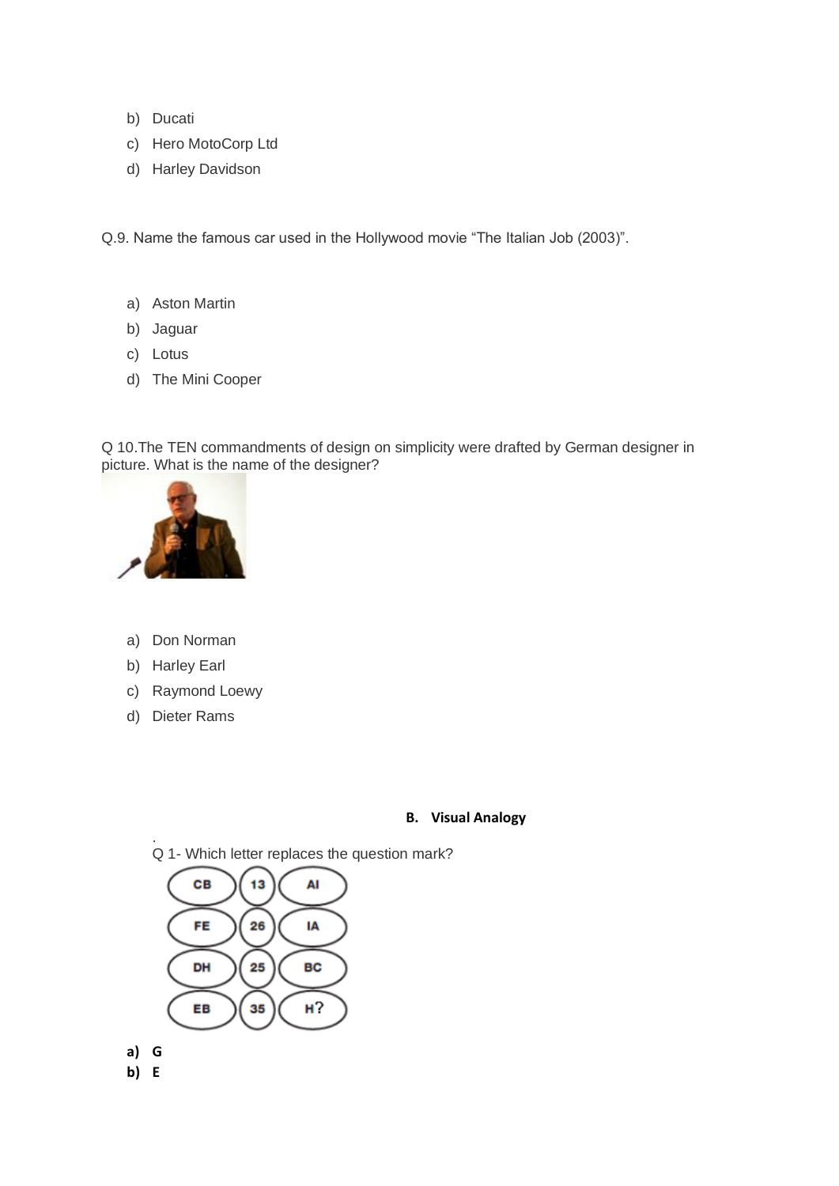b) Ducati
c) Hero MotoCorp Ltd
d) Harley Davidson

Q.9. Name the famous car used in the Hollywood movie “The Italian Job (2003)”.

a) Aston Martin
b) Jaguar
c) Lotus
d) The Mini Cooper

Q 10.The TEN commandments of design on simplicity were drafted by German designer in picture. What is the name of the designer?

a) Don Norman
b) Harley Earl
c) Raymond Loewy
d) Dieter Rams

**B. Visual Analogy**

Q 1- Which letter replaces the question mark?

| | | |
|---|---|---|
| CB | 13 | AI |
| FE | 26 | IA |
| DH | 25 | BC |
| EB | 35 | H? |

**a) G**
**b) E**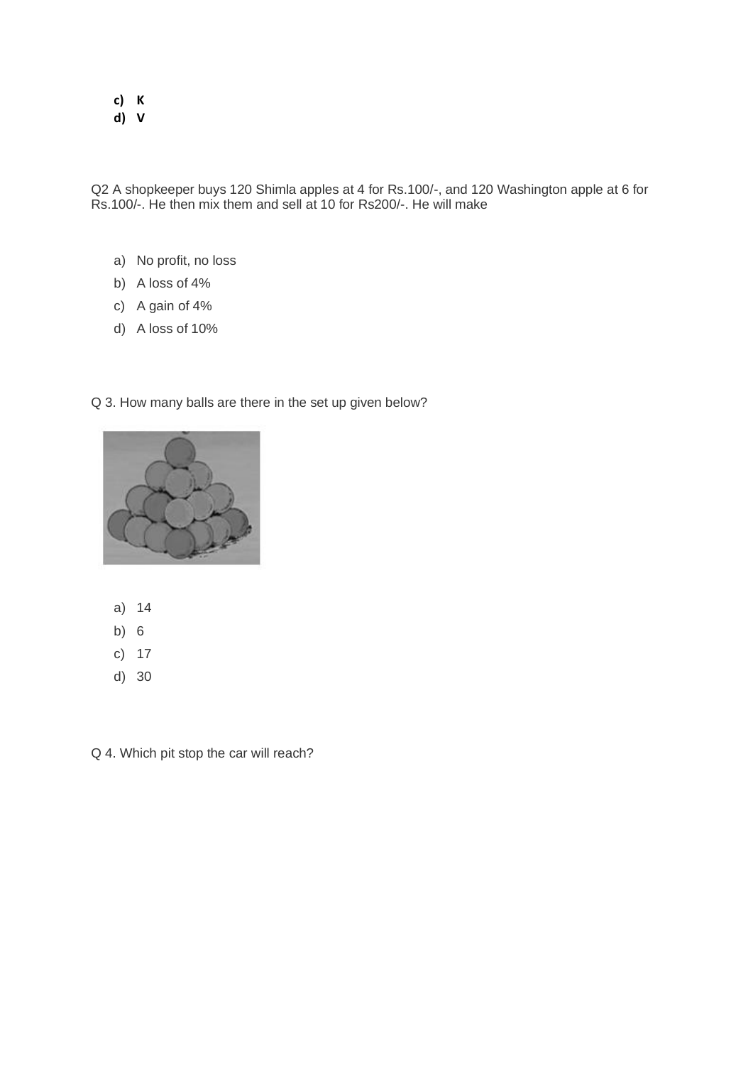c) **K**
d) **V**

Q2 A shopkeeper buys 120 Shimla apples at 4 for Rs.100/-, and 120 Washington apple at 6 for Rs.100/-. He then mix them and sell at 10 for Rs200/-. He will make

a) No profit, no loss
b) A loss of 4%
c) A gain of 4%
d) A loss of 10%

Q 3. How many balls are there in the set up given below?

a) 14
b) 6
c) 17
d) 30

Q 4. Which pit stop the car will reach?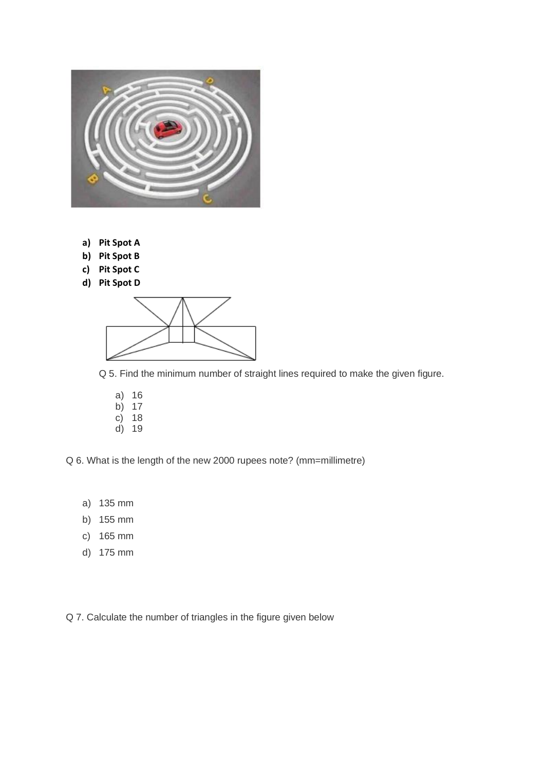- **a) Pit Spot A**
- **b) Pit Spot B**
- **c) Pit Spot C**
- **d) Pit Spot D**

Q 5. Find the minimum number of straight lines required to make the given figure.

a) 16
b) 17
c) 18
d) 19

Q 6. What is the length of the new 2000 rupees note? (mm=millimetre)

a) 135 mm
b) 155 mm
c) 165 mm
d) 175 mm

Q 7. Calculate the number of triangles in the figure given below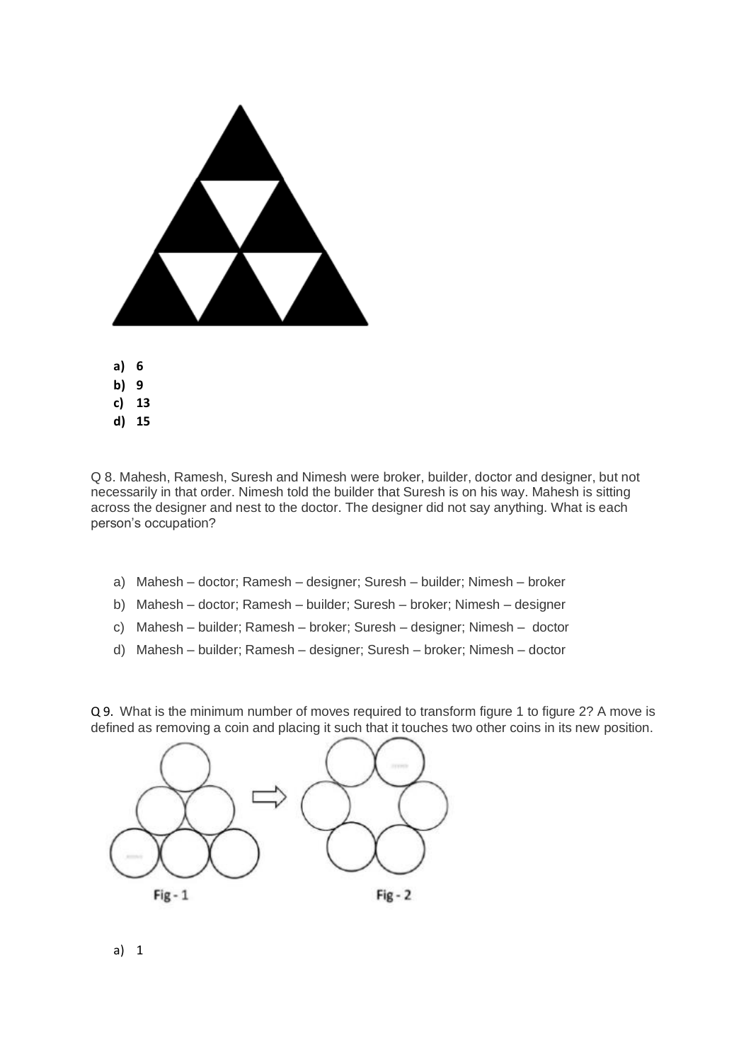a) **6**
b) **9**
c) **13**
d) **15**

Q 8. Mahesh, Ramesh, Suresh and Nimesh were broker, builder, doctor and designer, but not necessarily in that order. Nimesh told the builder that Suresh is on his way. Mahesh is sitting across the designer and nest to the doctor. The designer did not say anything. What is each person's occupation?

a) Mahesh – doctor; Ramesh – designer; Suresh – builder; Nimesh – broker
b) Mahesh – doctor; Ramesh – builder; Suresh – broker; Nimesh – designer
c) Mahesh – builder; Ramesh – broker; Suresh – designer; Nimesh – doctor
d) Mahesh – builder; Ramesh – designer; Suresh – broker; Nimesh – doctor

Q 9. What is the minimum number of moves required to transform figure 1 to figure 2? A move is defined as removing a coin and placing it such that it touches two other coins in its new position.

Fig - 1

Fig - 2

a) 1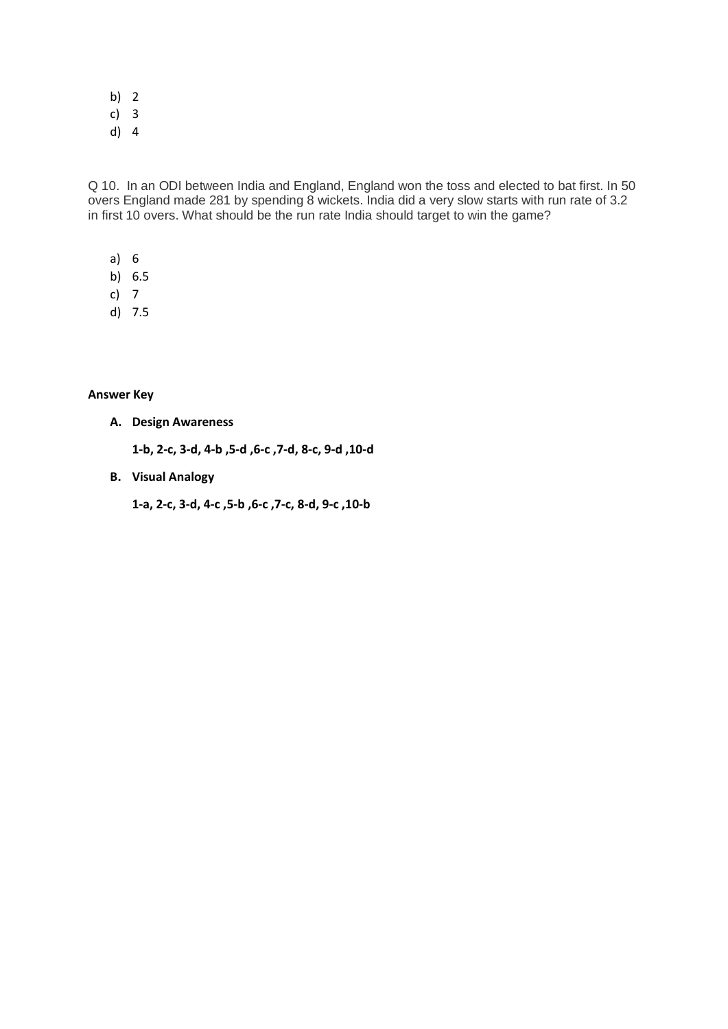b) 2
c) 3
d) 4

Q 10. In an ODI between India and England, England won the toss and elected to bat first. In 50 overs England made 281 by spending 8 wickets. India did a very slow starts with run rate of 3.2 in first 10 overs. What should be the run rate India should target to win the game?

a) 6
b) 6.5
c) 7
d) 7.5

**Answer Key**

**A. Design Awareness**

**1-b, 2-c, 3-d, 4-b ,5-d ,6-c ,7-d, 8-c, 9-d ,10-d**

**B. Visual Analogy**

**1-a, 2-c, 3-d, 4-c ,5-b ,6-c ,7-c, 8-d, 9-c ,10-b**